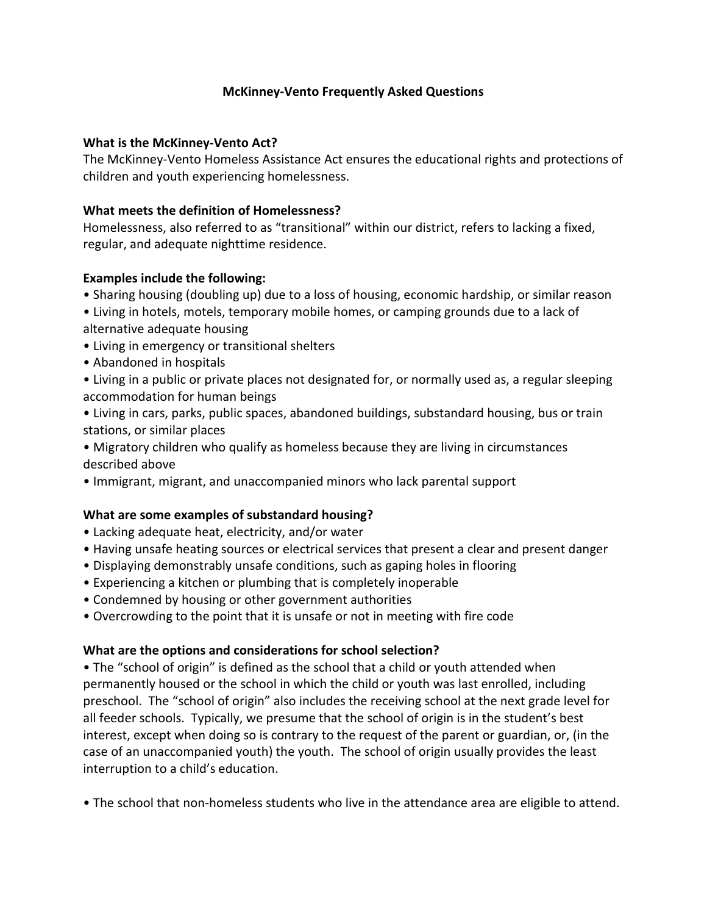# McKinney-Vento Frequently Asked Questions

**What is the McKinney-Vento Act?**

The McKinney-Vento Homeless Assistance Act ensures the educational rights and protections of children and youth experiencing homelessness.

**What meets the definition of Homelessness?**

Homelessness, also referred to as "transitional" within our district, refers to lacking a fixed, regular, and adequate nighttime residence.

**Examples include the following:**

- Sharing housing (doubling up) due to a loss of housing, economic hardship, or similar reason
- Living in hotels, motels, temporary mobile homes, or camping grounds due to a lack of alternative adequate housing
- Living in emergency or transitional shelters
- Abandoned in hospitals
- Living in a public or private places not designated for, or normally used as, a regular sleeping accommodation for human beings
- Living in cars, parks, public spaces, abandoned buildings, substandard housing, bus or train stations, or similar places
- Migratory children who qualify as homeless because they are living in circumstances described above
- Immigrant, migrant, and unaccompanied minors who lack parental support

**What are some examples of substandard housing?**

- Lacking adequate heat, electricity, and/or water
- Having unsafe heating sources or electrical services that present a clear and present danger
- Displaying demonstrably unsafe conditions, such as gaping holes in flooring
- Experiencing a kitchen or plumbing that is completely inoperable
- Condemned by housing or other government authorities
- Overcrowding to the point that it is unsafe or not in meeting with fire code

**What are the options and considerations for school selection?**

- The "school of origin" is defined as the school that a child or youth attended when permanently housed or the school in which the child or youth was last enrolled, including preschool. The "school of origin" also includes the receiving school at the next grade level for all feeder schools. Typically, we presume that the school of origin is in the student's best interest, except when doing so is contrary to the request of the parent or guardian, or, (in the case of an unaccompanied youth) the youth. The school of origin usually provides the least interruption to a child's education.

- The school that non-homeless students who live in the attendance area are eligible to attend.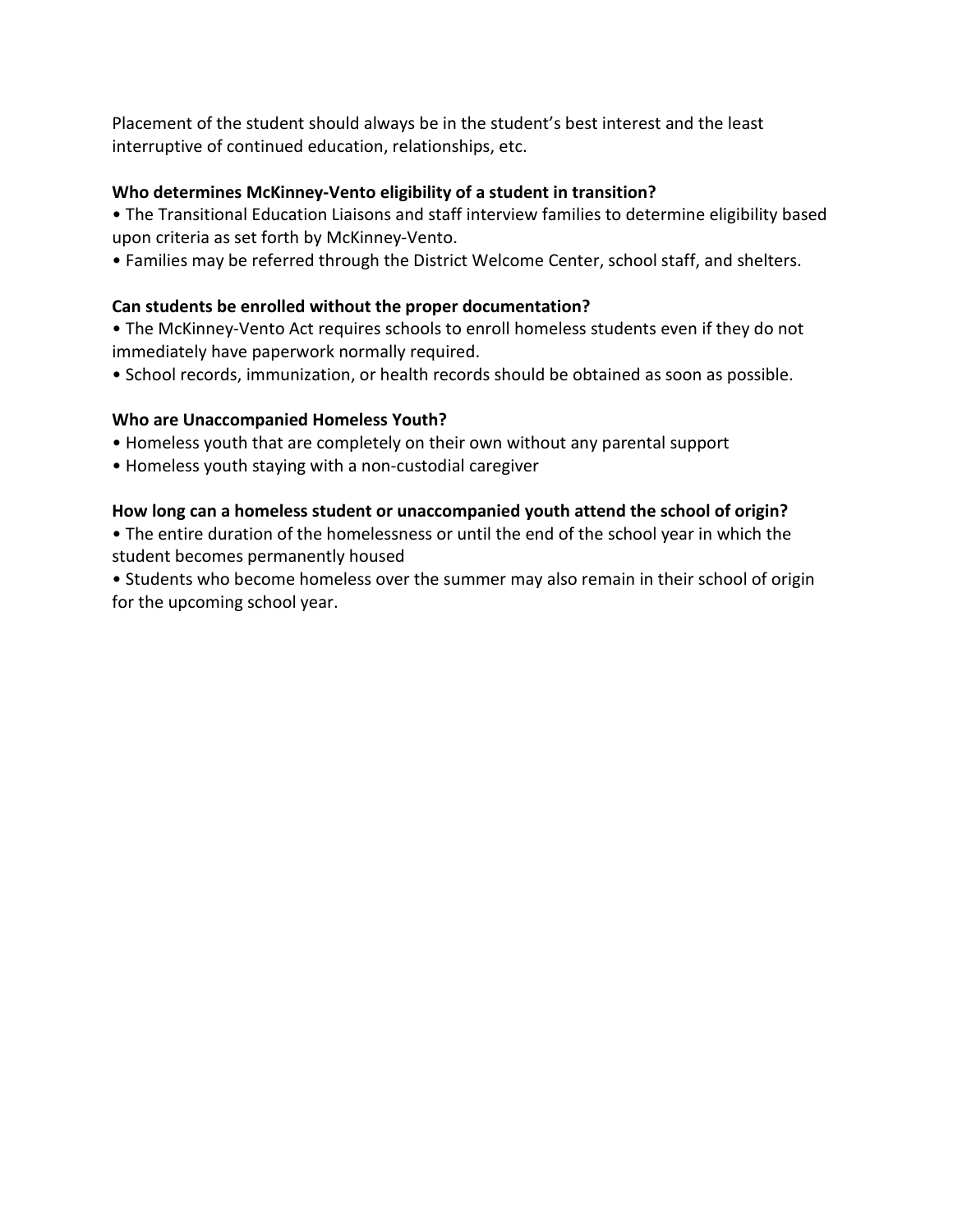Placement of the student should always be in the student's best interest and the least interruptive of continued education, relationships, etc.

**Who determines McKinney-Vento eligibility of a student in transition?**

- The Transitional Education Liaisons and staff interview families to determine eligibility based upon criteria as set forth by McKinney-Vento.
- Families may be referred through the District Welcome Center, school staff, and shelters.

**Can students be enrolled without the proper documentation?**

- The McKinney-Vento Act requires schools to enroll homeless students even if they do not immediately have paperwork normally required.
- School records, immunization, or health records should be obtained as soon as possible.

**Who are Unaccompanied Homeless Youth?**

- Homeless youth that are completely on their own without any parental support
- Homeless youth staying with a non-custodial caregiver

**How long can a homeless student or unaccompanied youth attend the school of origin?**

- The entire duration of the homelessness or until the end of the school year in which the student becomes permanently housed
- Students who become homeless over the summer may also remain in their school of origin for the upcoming school year.